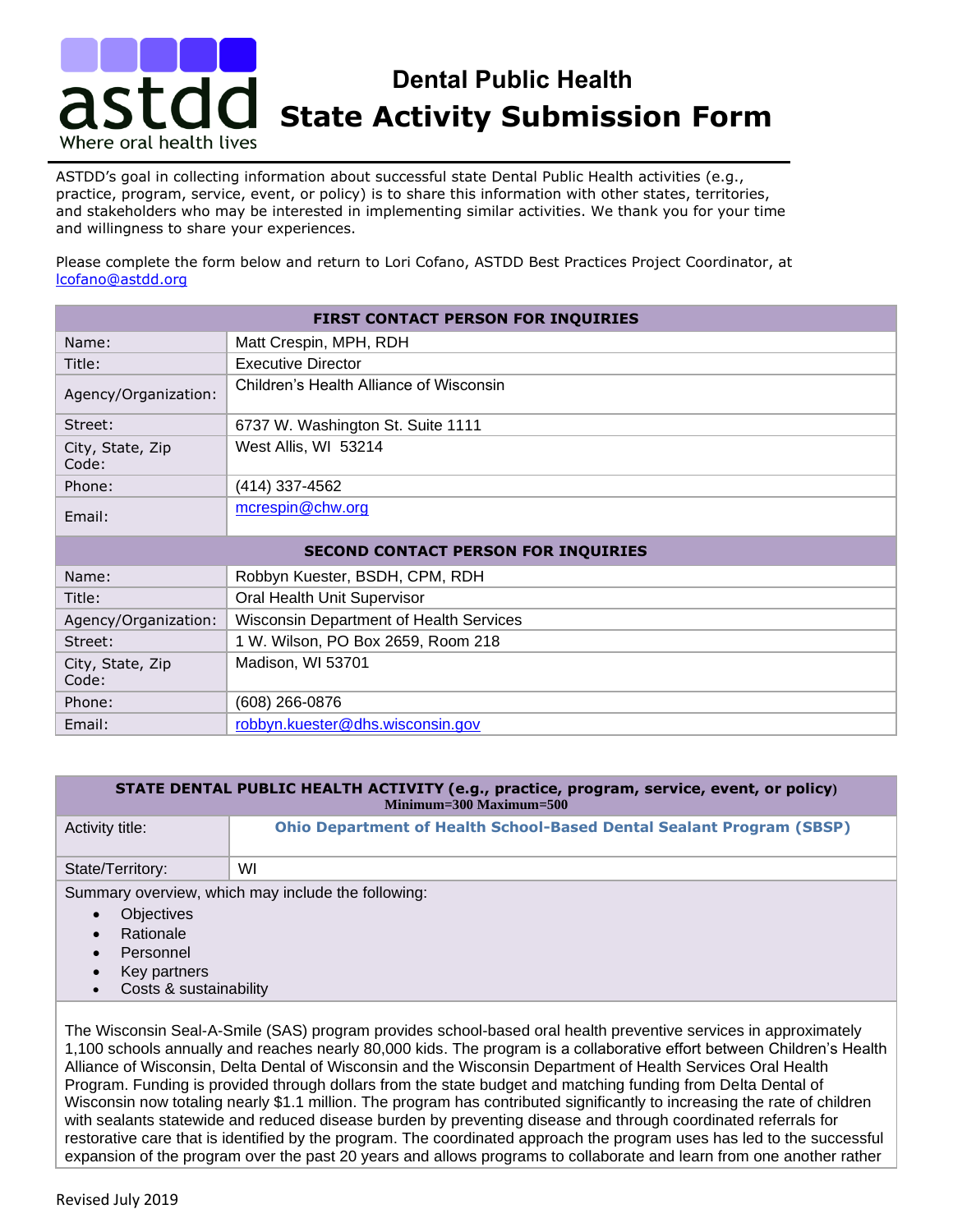# Dental Public Health State Activity Submission Form

astdd — Where oral health lives

ASTDD's goal in collecting information about successful state Dental Public Health activities (e.g., practice, program, service, event, or policy) is to share this information with other states, territories, and stakeholders who may be interested in implementing similar activities. We thank you for your time and willingness to share your experiences.

Please complete the form below and return to Lori Cofano, ASTDD Best Practices Project Coordinator, at lcofano@astdd.org

| FIRST CONTACT PERSON FOR INQUIRIES | |
|---|---|
| Name: | Matt Crespin, MPH, RDH |
| Title: | Executive Director |
| Agency/Organization: | Children's Health Alliance of Wisconsin |
| Street: | 6737 W. Washington St. Suite 1111 |
| City, State, Zip Code: | West Allis, WI 53214 |
| Phone: | (414) 337-4562 |
| Email: | mcrespin@chw.org |
| **SECOND CONTACT PERSON FOR INQUIRIES** | |
| Name: | Robbyn Kuester, BSDH, CPM, RDH |
| Title: | Oral Health Unit Supervisor |
| Agency/Organization: | Wisconsin Department of Health Services |
| Street: | 1 W. Wilson, PO Box 2659, Room 218 |
| City, State, Zip Code: | Madison, WI 53701 |
| Phone: | (608) 266-0876 |
| Email: | robbyn.kuester@dhs.wisconsin.gov |

| STATE DENTAL PUBLIC HEALTH ACTIVITY (e.g., practice, program, service, event, or policy) Minimum=300 Maximum=500 | |
|---|---|
| Activity title: | **Ohio Department of Health School-Based Dental Sealant Program (SBSP)** |
| State/Territory: | WI |

Summary overview, which may include the following:

- Objectives
- Rationale
- Personnel
- Key partners
- Costs & sustainability

The Wisconsin Seal-A-Smile (SAS) program provides school-based oral health preventive services in approximately 1,100 schools annually and reaches nearly 80,000 kids. The program is a collaborative effort between Children's Health Alliance of Wisconsin, Delta Dental of Wisconsin and the Wisconsin Department of Health Services Oral Health Program. Funding is provided through dollars from the state budget and matching funding from Delta Dental of Wisconsin now totaling nearly $1.1 million. The program has contributed significantly to increasing the rate of children with sealants statewide and reduced disease burden by preventing disease and through coordinated referrals for restorative care that is identified by the program. The coordinated approach the program uses has led to the successful expansion of the program over the past 20 years and allows programs to collaborate and learn from one another rather

Revised July 2019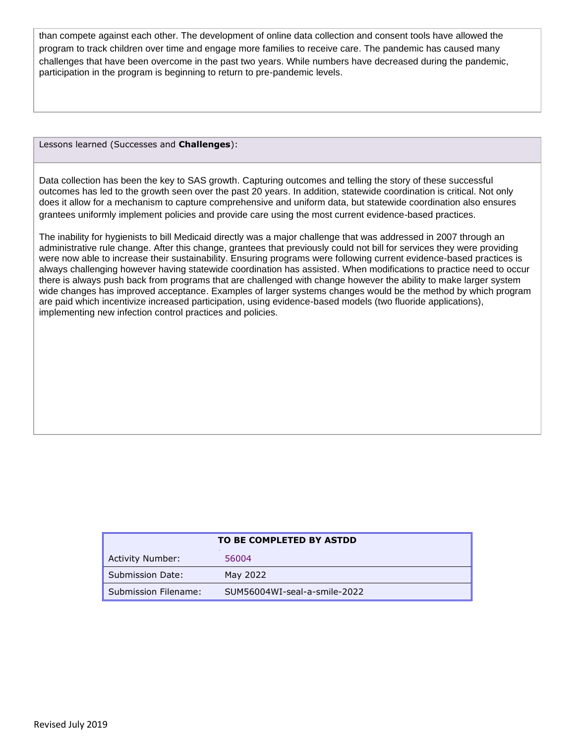than compete against each other. The development of online data collection and consent tools have allowed the program to track children over time and engage more families to receive care. The pandemic has caused many challenges that have been overcome in the past two years. While numbers have decreased during the pandemic, participation in the program is beginning to return to pre-pandemic levels.

Lessons learned (Successes and **Challenges**):

Data collection has been the key to SAS growth. Capturing outcomes and telling the story of these successful outcomes has led to the growth seen over the past 20 years. In addition, statewide coordination is critical. Not only does it allow for a mechanism to capture comprehensive and uniform data, but statewide coordination also ensures grantees uniformly implement policies and provide care using the most current evidence-based practices.

The inability for hygienists to bill Medicaid directly was a major challenge that was addressed in 2007 through an administrative rule change. After this change, grantees that previously could not bill for services they were providing were now able to increase their sustainability. Ensuring programs were following current evidence-based practices is always challenging however having statewide coordination has assisted. When modifications to practice need to occur there is always push back from programs that are challenged with change however the ability to make larger system wide changes has improved acceptance. Examples of larger systems changes would be the method by which program are paid which incentivize increased participation, using evidence-based models (two fluoride applications), implementing new infection control practices and policies.

| **TO BE COMPLETED BY ASTDD** | |
|---|---|
| Activity Number: | 56004 |
| Submission Date: | May 2022 |
| Submission Filename: | SUM56004WI-seal-a-smile-2022 |

Revised July 2019